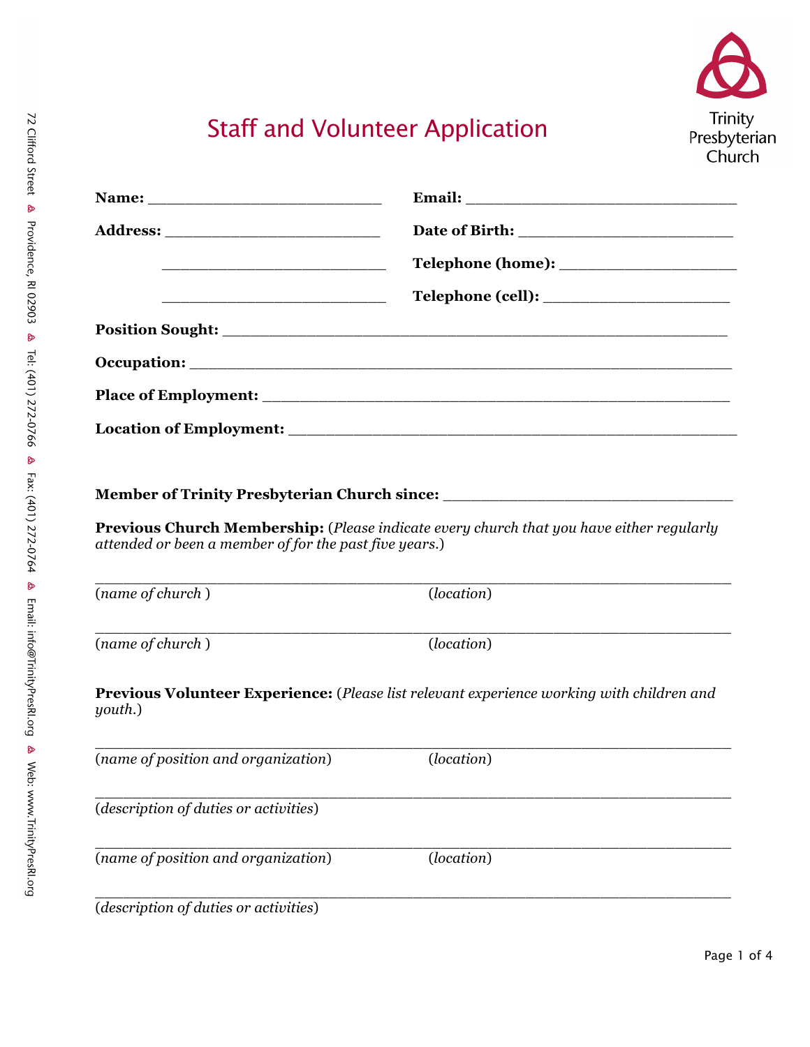Trinity Presbyterian Church

72 Clifford Street · Providence, RI 02903 · Tel: (401) 272-0766 · Fax: (401) 272-0764 · Email: info@TrinityPresRI.org · Web: www.TrinityPresRI.org

# Staff and Volunteer Application

**Name:** ___________________________ **Email:** _______________________________

**Address:** _________________________ **Date of Birth:** _________________________

___________________________ **Telephone (home):** _____________________

___________________________ **Telephone (cell):** ______________________

**Position Sought:** ___________________________________________________________

**Occupation:** _______________________________________________________________

**Place of Employment:** _______________________________________________________

**Location of Employment:** ____________________________________________________

**Member of Trinity Presbyterian Church since:** _________________________________

**Previous Church Membership:** (*Please indicate every church that you have either regularly attended or been a member of for the past five years.*)

_________________________________________________________________________

(*name of church* ) (*location*)

_________________________________________________________________________

(*name of church* ) (*location*)

**Previous Volunteer Experience:** (*Please list relevant experience working with children and youth.*)

_________________________________________________________________________

(*name of position and organization*) (*location*)

_________________________________________________________________________

(*description of duties or activities*)

_________________________________________________________________________

(*name of position and organization*) (*location*)

_________________________________________________________________________

(*description of duties or activities*)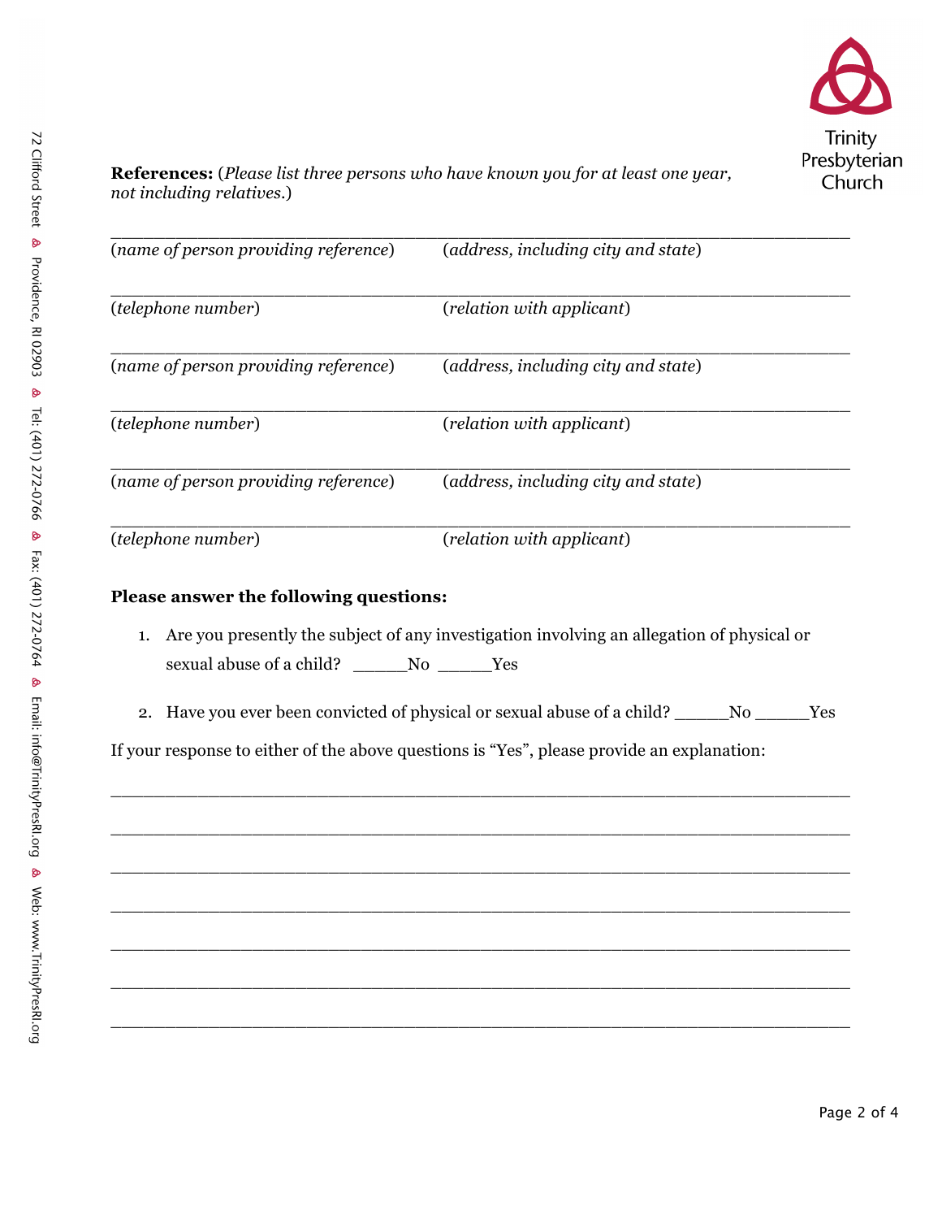**References:** (*Please list three persons who have known you for at least one year, not including relatives.*)

\_\_\_\_\_\_\_\_\_\_\_\_\_\_\_\_\_\_\_\_\_\_\_\_\_\_\_\_\_\_\_\_\_\_\_\_\_\_\_\_\_\_\_\_\_\_\_\_\_\_\_\_\_\_\_\_\_\_\_\_\_\_\_\_\_\_\_\_\_\_\_\_\_\_
(*name of person providing reference*) (*address, including city and state*)

\_\_\_\_\_\_\_\_\_\_\_\_\_\_\_\_\_\_\_\_\_\_\_\_\_\_\_\_\_\_\_\_\_\_\_\_\_\_\_\_\_\_\_\_\_\_\_\_\_\_\_\_\_\_\_\_\_\_\_\_\_\_\_\_\_\_\_\_\_\_\_\_\_\_
(*telephone number*) (*relation with applicant*)

\_\_\_\_\_\_\_\_\_\_\_\_\_\_\_\_\_\_\_\_\_\_\_\_\_\_\_\_\_\_\_\_\_\_\_\_\_\_\_\_\_\_\_\_\_\_\_\_\_\_\_\_\_\_\_\_\_\_\_\_\_\_\_\_\_\_\_\_\_\_\_\_\_\_
(*name of person providing reference*) (*address, including city and state*)

\_\_\_\_\_\_\_\_\_\_\_\_\_\_\_\_\_\_\_\_\_\_\_\_\_\_\_\_\_\_\_\_\_\_\_\_\_\_\_\_\_\_\_\_\_\_\_\_\_\_\_\_\_\_\_\_\_\_\_\_\_\_\_\_\_\_\_\_\_\_\_\_\_\_
(*telephone number*) (*relation with applicant*)

\_\_\_\_\_\_\_\_\_\_\_\_\_\_\_\_\_\_\_\_\_\_\_\_\_\_\_\_\_\_\_\_\_\_\_\_\_\_\_\_\_\_\_\_\_\_\_\_\_\_\_\_\_\_\_\_\_\_\_\_\_\_\_\_\_\_\_\_\_\_\_\_\_\_
(*name of person providing reference*) (*address, including city and state*)

\_\_\_\_\_\_\_\_\_\_\_\_\_\_\_\_\_\_\_\_\_\_\_\_\_\_\_\_\_\_\_\_\_\_\_\_\_\_\_\_\_\_\_\_\_\_\_\_\_\_\_\_\_\_\_\_\_\_\_\_\_\_\_\_\_\_\_\_\_\_\_\_\_\_
(*telephone number*) (*relation with applicant*)

**Please answer the following questions:**

1. Are you presently the subject of any investigation involving an allegation of physical or sexual abuse of a child? \_\_\_\_\_\_No \_\_\_\_\_\_Yes

2. Have you ever been convicted of physical or sexual abuse of a child? \_\_\_\_\_\_No \_\_\_\_\_\_Yes

If your response to either of the above questions is "Yes", please provide an explanation:

\_\_\_\_\_\_\_\_\_\_\_\_\_\_\_\_\_\_\_\_\_\_\_\_\_\_\_\_\_\_\_\_\_\_\_\_\_\_\_\_\_\_\_\_\_\_\_\_\_\_\_\_\_\_\_\_\_\_\_\_\_\_\_\_\_\_\_\_\_\_\_\_\_\_

\_\_\_\_\_\_\_\_\_\_\_\_\_\_\_\_\_\_\_\_\_\_\_\_\_\_\_\_\_\_\_\_\_\_\_\_\_\_\_\_\_\_\_\_\_\_\_\_\_\_\_\_\_\_\_\_\_\_\_\_\_\_\_\_\_\_\_\_\_\_\_\_\_\_

\_\_\_\_\_\_\_\_\_\_\_\_\_\_\_\_\_\_\_\_\_\_\_\_\_\_\_\_\_\_\_\_\_\_\_\_\_\_\_\_\_\_\_\_\_\_\_\_\_\_\_\_\_\_\_\_\_\_\_\_\_\_\_\_\_\_\_\_\_\_\_\_\_\_

\_\_\_\_\_\_\_\_\_\_\_\_\_\_\_\_\_\_\_\_\_\_\_\_\_\_\_\_\_\_\_\_\_\_\_\_\_\_\_\_\_\_\_\_\_\_\_\_\_\_\_\_\_\_\_\_\_\_\_\_\_\_\_\_\_\_\_\_\_\_\_\_\_\_

\_\_\_\_\_\_\_\_\_\_\_\_\_\_\_\_\_\_\_\_\_\_\_\_\_\_\_\_\_\_\_\_\_\_\_\_\_\_\_\_\_\_\_\_\_\_\_\_\_\_\_\_\_\_\_\_\_\_\_\_\_\_\_\_\_\_\_\_\_\_\_\_\_\_

\_\_\_\_\_\_\_\_\_\_\_\_\_\_\_\_\_\_\_\_\_\_\_\_\_\_\_\_\_\_\_\_\_\_\_\_\_\_\_\_\_\_\_\_\_\_\_\_\_\_\_\_\_\_\_\_\_\_\_\_\_\_\_\_\_\_\_\_\_\_\_\_\_\_

\_\_\_\_\_\_\_\_\_\_\_\_\_\_\_\_\_\_\_\_\_\_\_\_\_\_\_\_\_\_\_\_\_\_\_\_\_\_\_\_\_\_\_\_\_\_\_\_\_\_\_\_\_\_\_\_\_\_\_\_\_\_\_\_\_\_\_\_\_\_\_\_\_\_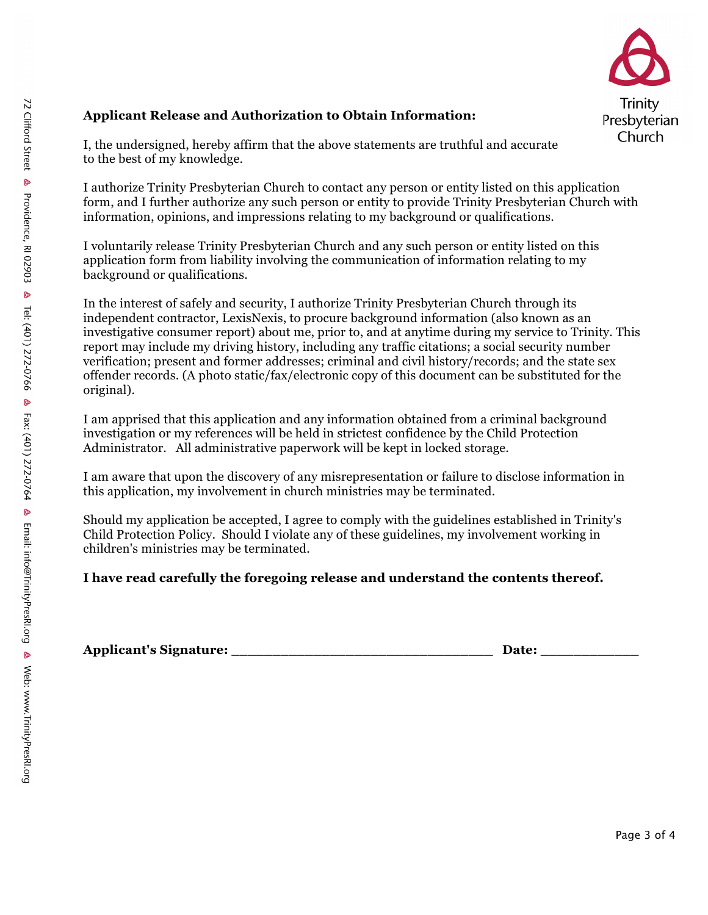Trinity Presbyterian Church

72 Clifford Street · Providence, RI 02903 · Tel: (401) 272-0766 · Fax: (401) 272-0764 · Email: info@TrinityPresRI.org · Web: www.TrinityPresRI.org

**Applicant Release and Authorization to Obtain Information:**

I, the undersigned, hereby affirm that the above statements are truthful and accurate to the best of my knowledge.

I authorize Trinity Presbyterian Church to contact any person or entity listed on this application form, and I further authorize any such person or entity to provide Trinity Presbyterian Church with information, opinions, and impressions relating to my background or qualifications.

I voluntarily release Trinity Presbyterian Church and any such person or entity listed on this application form from liability involving the communication of information relating to my background or qualifications.

In the interest of safely and security, I authorize Trinity Presbyterian Church through its independent contractor, LexisNexis, to procure background information (also known as an investigative consumer report) about me, prior to, and at anytime during my service to Trinity. This report may include my driving history, including any traffic citations; a social security number verification; present and former addresses; criminal and civil history/records; and the state sex offender records. (A photo static/fax/electronic copy of this document can be substituted for the original).

I am apprised that this application and any information obtained from a criminal background investigation or my references will be held in strictest confidence by the Child Protection Administrator. All administrative paperwork will be kept in locked storage.

I am aware that upon the discovery of any misrepresentation or failure to disclose information in this application, my involvement in church ministries may be terminated.

Should my application be accepted, I agree to comply with the guidelines established in Trinity's Child Protection Policy. Should I violate any of these guidelines, my involvement working in children's ministries may be terminated.

**I have read carefully the foregoing release and understand the contents thereof.**

**Applicant's Signature:** ________________________________ **Date:** ____________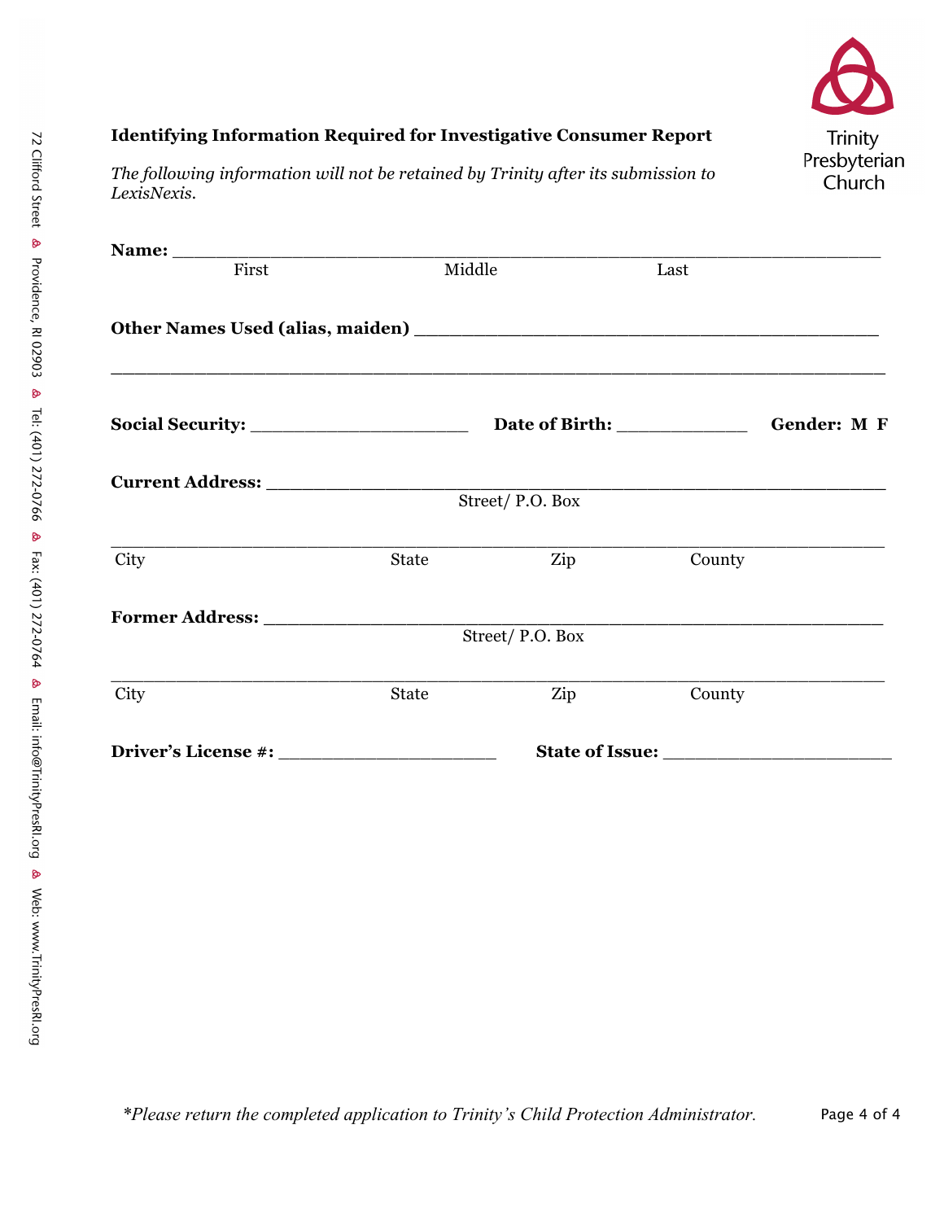Trinity Presbyterian Church

72 Clifford Street · Providence, RI 02903 · Tel: (401) 272-0766 · Fax: (401) 272-0764 · Email: info@TrinityPresRI.org · Web: www.TrinityPresRI.org

**Identifying Information Required for Investigative Consumer Report**

*The following information will not be retained by Trinity after its submission to LexisNexis.*

**Name:** ___________________________________________________________________

First                    Middle                    Last

**Other Names Used (alias, maiden)** ____________________________________________

______________________________________________________________________________

**Social Security:** ____________________ **Date of Birth:** ____________ **Gender: M F**

**Current Address:** _________________________________________________________

Street/ P.O. Box

______________________________________________________________________________

City                    State                    Zip                    County

**Former Address:** _________________________________________________________

Street/ P.O. Box

______________________________________________________________________________

City                    State                    Zip                    County

**Driver's License #:** ____________________ **State of Issue:** _____________________

*\*Please return the completed application to Trinity's Child Protection Administrator.*